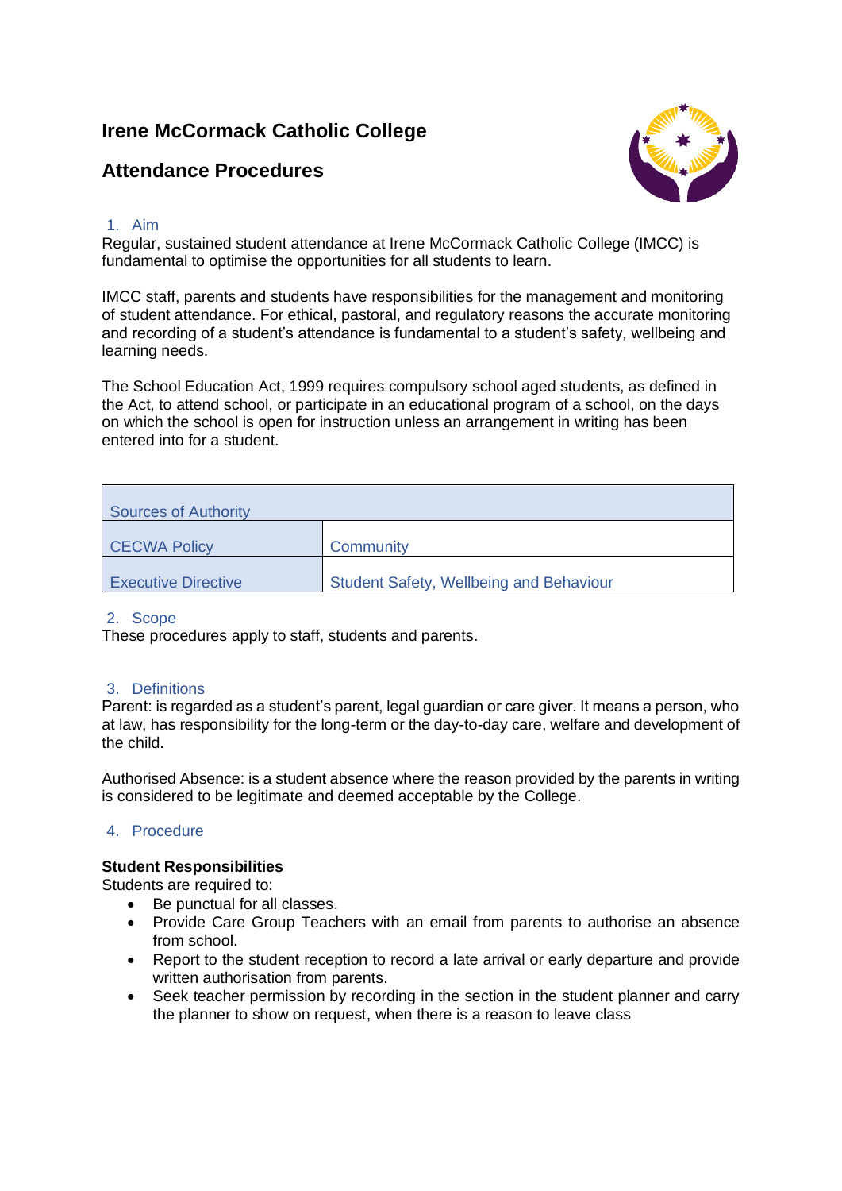# Irene McCormack Catholic College

## Attendance Procedures

### 1. Aim

Regular, sustained student attendance at Irene McCormack Catholic College (IMCC) is fundamental to optimise the opportunities for all students to learn.

IMCC staff, parents and students have responsibilities for the management and monitoring of student attendance. For ethical, pastoral, and regulatory reasons the accurate monitoring and recording of a student's attendance is fundamental to a student's safety, wellbeing and learning needs.

The School Education Act, 1999 requires compulsory school aged students, as defined in the Act, to attend school, or participate in an educational program of a school, on the days on which the school is open for instruction unless an arrangement in writing has been entered into for a student.

| Sources of Authority | |
|---|---|
| CECWA Policy | Community |
| Executive Directive | Student Safety, Wellbeing and Behaviour |

### 2. Scope

These procedures apply to staff, students and parents.

### 3. Definitions

Parent: is regarded as a student's parent, legal guardian or care giver. It means a person, who at law, has responsibility for the long-term or the day-to-day care, welfare and development of the child.

Authorised Absence: is a student absence where the reason provided by the parents in writing is considered to be legitimate and deemed acceptable by the College.

### 4. Procedure

**Student Responsibilities**

Students are required to:

- Be punctual for all classes.
- Provide Care Group Teachers with an email from parents to authorise an absence from school.
- Report to the student reception to record a late arrival or early departure and provide written authorisation from parents.
- Seek teacher permission by recording in the section in the student planner and carry the planner to show on request, when there is a reason to leave class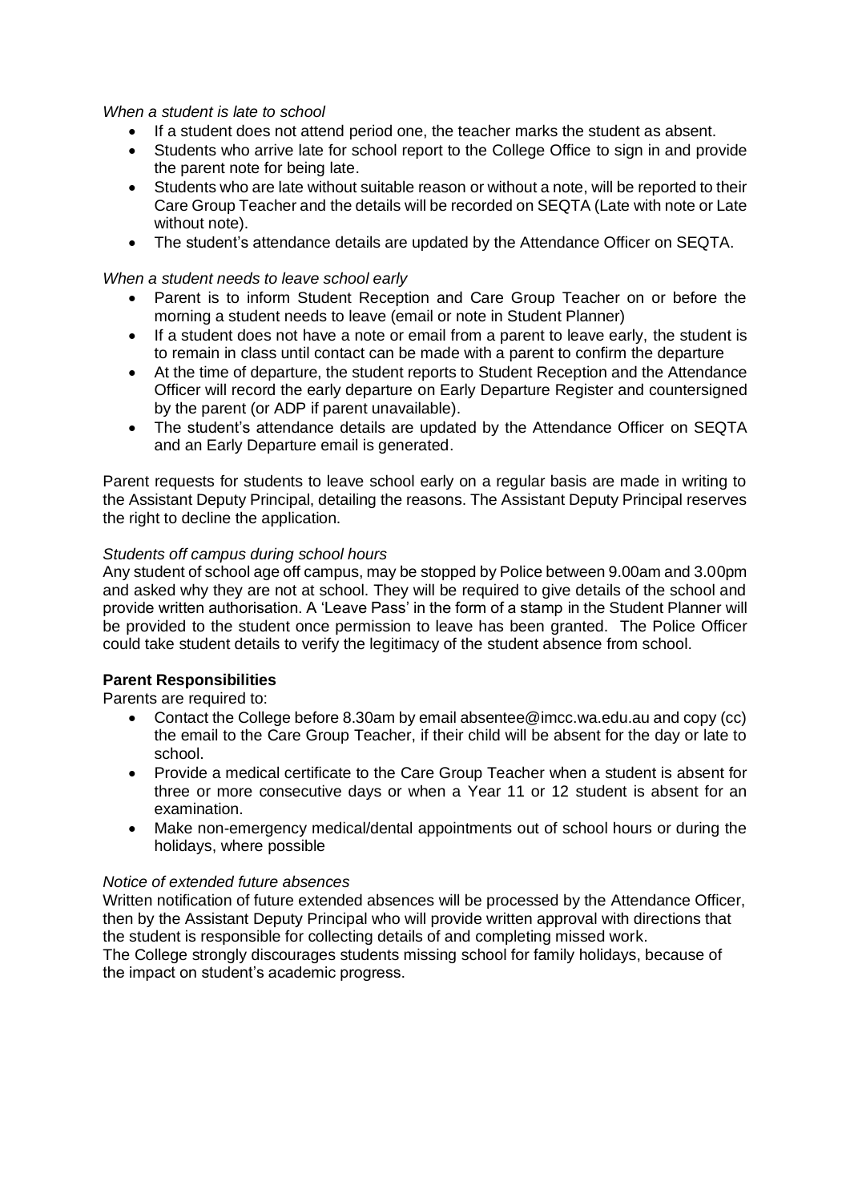*When a student is late to school*

- If a student does not attend period one, the teacher marks the student as absent.
- Students who arrive late for school report to the College Office to sign in and provide the parent note for being late.
- Students who are late without suitable reason or without a note, will be reported to their Care Group Teacher and the details will be recorded on SEQTA (Late with note or Late without note).
- The student's attendance details are updated by the Attendance Officer on SEQTA.

*When a student needs to leave school early*

- Parent is to inform Student Reception and Care Group Teacher on or before the morning a student needs to leave (email or note in Student Planner)
- If a student does not have a note or email from a parent to leave early, the student is to remain in class until contact can be made with a parent to confirm the departure
- At the time of departure, the student reports to Student Reception and the Attendance Officer will record the early departure on Early Departure Register and countersigned by the parent (or ADP if parent unavailable).
- The student's attendance details are updated by the Attendance Officer on SEQTA and an Early Departure email is generated.

Parent requests for students to leave school early on a regular basis are made in writing to the Assistant Deputy Principal, detailing the reasons. The Assistant Deputy Principal reserves the right to decline the application.

*Students off campus during school hours*

Any student of school age off campus, may be stopped by Police between 9.00am and 3.00pm and asked why they are not at school. They will be required to give details of the school and provide written authorisation. A 'Leave Pass' in the form of a stamp in the Student Planner will be provided to the student once permission to leave has been granted. The Police Officer could take student details to verify the legitimacy of the student absence from school.

**Parent Responsibilities**

Parents are required to:

- Contact the College before 8.30am by email absentee@imcc.wa.edu.au and copy (cc) the email to the Care Group Teacher, if their child will be absent for the day or late to school.
- Provide a medical certificate to the Care Group Teacher when a student is absent for three or more consecutive days or when a Year 11 or 12 student is absent for an examination.
- Make non-emergency medical/dental appointments out of school hours or during the holidays, where possible

*Notice of extended future absences*

Written notification of future extended absences will be processed by the Attendance Officer, then by the Assistant Deputy Principal who will provide written approval with directions that the student is responsible for collecting details of and completing missed work.
The College strongly discourages students missing school for family holidays, because of the impact on student's academic progress.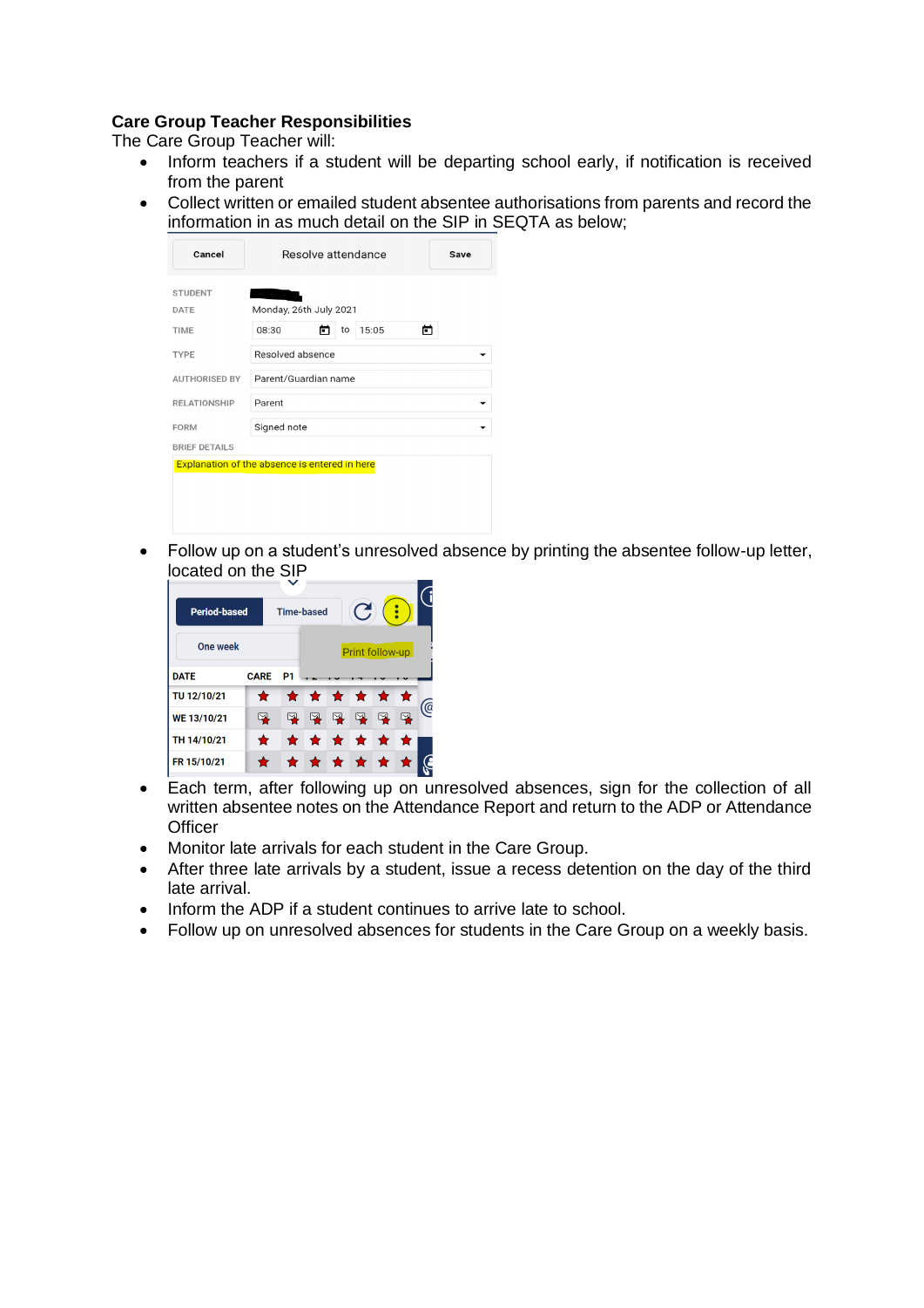**Care Group Teacher Responsibilities**

The Care Group Teacher will:

- Inform teachers if a student will be departing school early, if notification is received from the parent
- Collect written or emailed student absentee authorisations from parents and record the information in as much detail on the SIP in SEQTA as below;
- Follow up on a student's unresolved absence by printing the absentee follow-up letter, located on the SIP
- Each term, after following up on unresolved absences, sign for the collection of all written absentee notes on the Attendance Report and return to the ADP or Attendance Officer
- Monitor late arrivals for each student in the Care Group.
- After three late arrivals by a student, issue a recess detention on the day of the third late arrival.
- Inform the ADP if a student continues to arrive late to school.
- Follow up on unresolved absences for students in the Care Group on a weekly basis.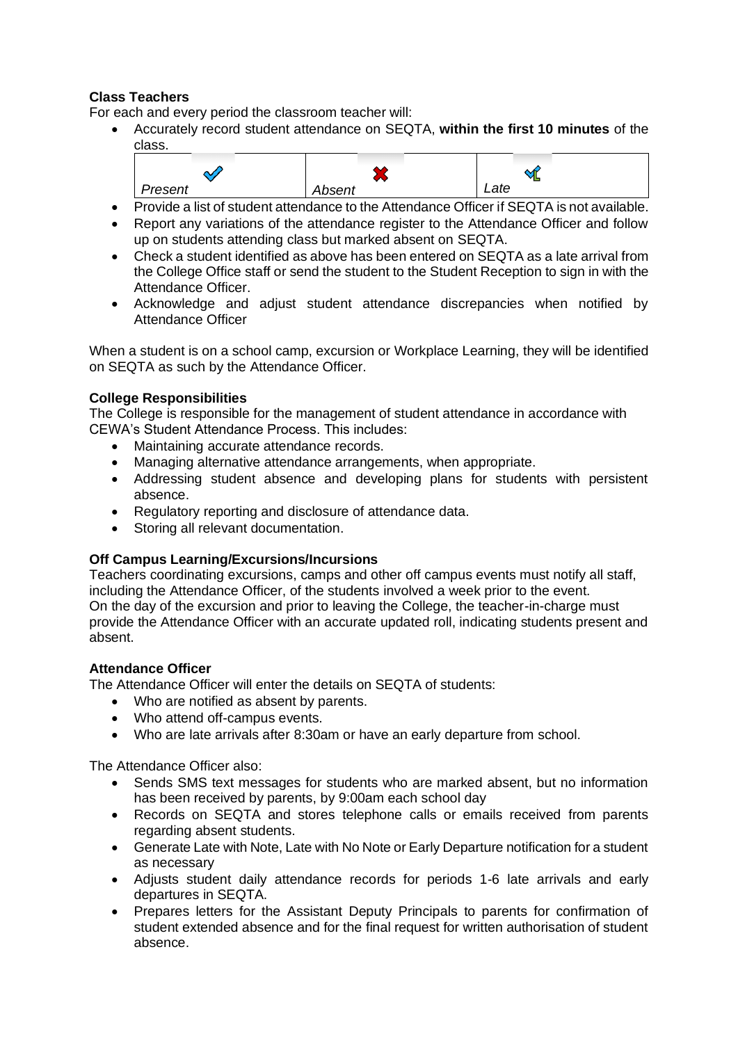**Class Teachers**

For each and every period the classroom teacher will:

- Accurately record student attendance on SEQTA, **within the first 10 minutes** of the class.

| ✔ Present | ✖ Absent | ✔ Late |
|---|---|---|

- Provide a list of student attendance to the Attendance Officer if SEQTA is not available.
- Report any variations of the attendance register to the Attendance Officer and follow up on students attending class but marked absent on SEQTA.
- Check a student identified as above has been entered on SEQTA as a late arrival from the College Office staff or send the student to the Student Reception to sign in with the Attendance Officer.
- Acknowledge and adjust student attendance discrepancies when notified by Attendance Officer

When a student is on a school camp, excursion or Workplace Learning, they will be identified on SEQTA as such by the Attendance Officer.

**College Responsibilities**

The College is responsible for the management of student attendance in accordance with CEWA's Student Attendance Process. This includes:

- Maintaining accurate attendance records.
- Managing alternative attendance arrangements, when appropriate.
- Addressing student absence and developing plans for students with persistent absence.
- Regulatory reporting and disclosure of attendance data.
- Storing all relevant documentation.

**Off Campus Learning/Excursions/Incursions**

Teachers coordinating excursions, camps and other off campus events must notify all staff, including the Attendance Officer, of the students involved a week prior to the event.
On the day of the excursion and prior to leaving the College, the teacher-in-charge must provide the Attendance Officer with an accurate updated roll, indicating students present and absent.

**Attendance Officer**

The Attendance Officer will enter the details on SEQTA of students:

- Who are notified as absent by parents.
- Who attend off-campus events.
- Who are late arrivals after 8:30am or have an early departure from school.

The Attendance Officer also:

- Sends SMS text messages for students who are marked absent, but no information has been received by parents, by 9:00am each school day
- Records on SEQTA and stores telephone calls or emails received from parents regarding absent students.
- Generate Late with Note, Late with No Note or Early Departure notification for a student as necessary
- Adjusts student daily attendance records for periods 1-6 late arrivals and early departures in SEQTA.
- Prepares letters for the Assistant Deputy Principals to parents for confirmation of student extended absence and for the final request for written authorisation of student absence.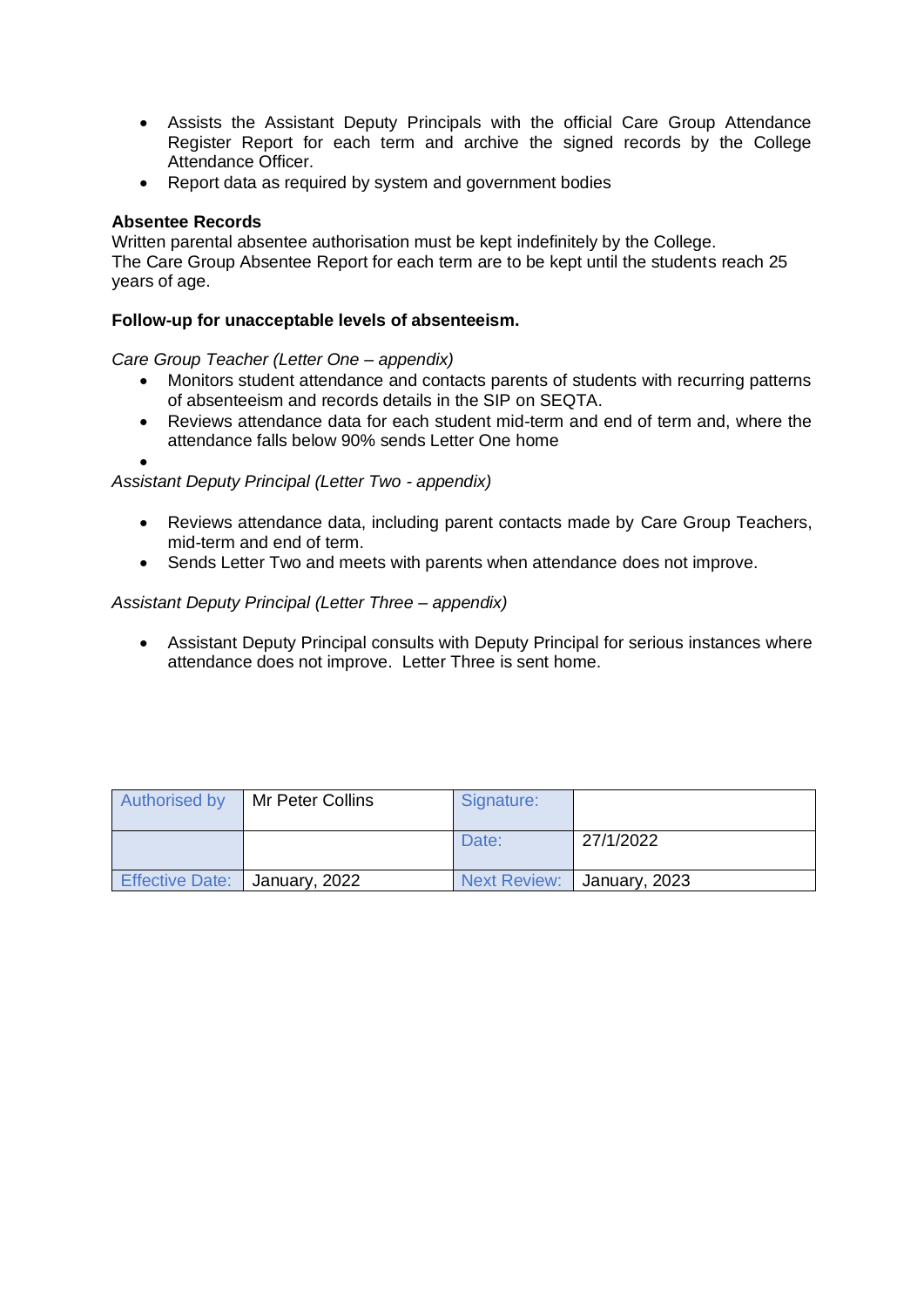- Assists the Assistant Deputy Principals with the official Care Group Attendance Register Report for each term and archive the signed records by the College Attendance Officer.
- Report data as required by system and government bodies

**Absentee Records**

Written parental absentee authorisation must be kept indefinitely by the College.
The Care Group Absentee Report for each term are to be kept until the students reach 25 years of age.

**Follow-up for unacceptable levels of absenteeism.**

*Care Group Teacher (Letter One – appendix)*

- Monitors student attendance and contacts parents of students with recurring patterns of absenteeism and records details in the SIP on SEQTA.
- Reviews attendance data for each student mid-term and end of term and, where the attendance falls below 90% sends Letter One home

*Assistant Deputy Principal (Letter Two - appendix)*

- Reviews attendance data, including parent contacts made by Care Group Teachers, mid-term and end of term.
- Sends Letter Two and meets with parents when attendance does not improve.

*Assistant Deputy Principal (Letter Three – appendix)*

- Assistant Deputy Principal consults with Deputy Principal for serious instances where attendance does not improve. Letter Three is sent home.

| Authorised by | Mr Peter Collins | Signature: | |
|---|---|---|---|
| | | Date: | 27/1/2022 |
| Effective Date: | January, 2022 | Next Review: | January, 2023 |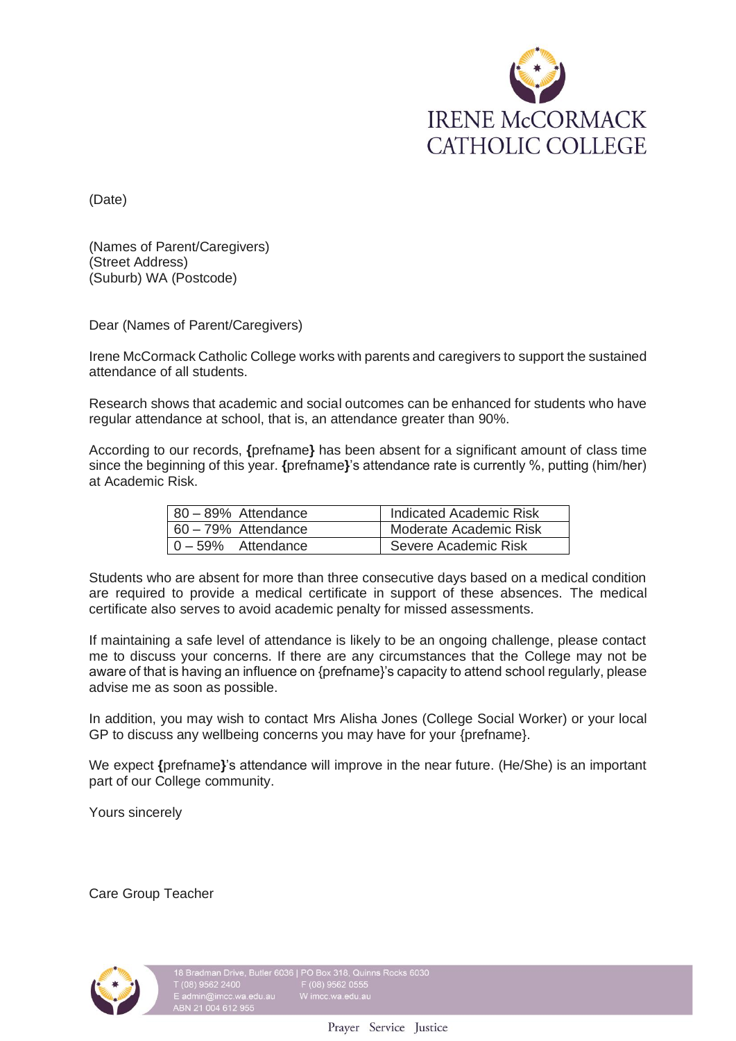IRENE McCORMACK CATHOLIC COLLEGE

(Date)

(Names of Parent/Caregivers)
(Street Address)
(Suburb) WA (Postcode)

Dear (Names of Parent/Caregivers)

Irene McCormack Catholic College works with parents and caregivers to support the sustained attendance of all students.

Research shows that academic and social outcomes can be enhanced for students who have regular attendance at school, that is, an attendance greater than 90%.

According to our records, **{**prefname**}** has been absent for a significant amount of class time since the beginning of this year. **{**prefname**}**'s attendance rate is currently %, putting (him/her) at Academic Risk.

| | |
|---|---|
| 80 – 89% Attendance | Indicated Academic Risk |
| 60 – 79% Attendance | Moderate Academic Risk |
| 0 – 59% Attendance | Severe Academic Risk |

Students who are absent for more than three consecutive days based on a medical condition are required to provide a medical certificate in support of these absences. The medical certificate also serves to avoid academic penalty for missed assessments.

If maintaining a safe level of attendance is likely to be an ongoing challenge, please contact me to discuss your concerns. If there are any circumstances that the College may not be aware of that is having an influence on {prefname}'s capacity to attend school regularly, please advise me as soon as possible.

In addition, you may wish to contact Mrs Alisha Jones (College Social Worker) or your local GP to discuss any wellbeing concerns you may have for your {prefname}.

We expect **{**prefname**}**'s attendance will improve in the near future. (He/She) is an important part of our College community.

Yours sincerely

Care Group Teacher

18 Bradman Drive, Butler 6036 | PO Box 318, Quinns Rocks 6030
T (08) 9562 2400 F (08) 9562 0555
E admin@imcc.wa.edu.au W imcc.wa.edu.au
ABN 21 004 612 955

Prayer Service Justice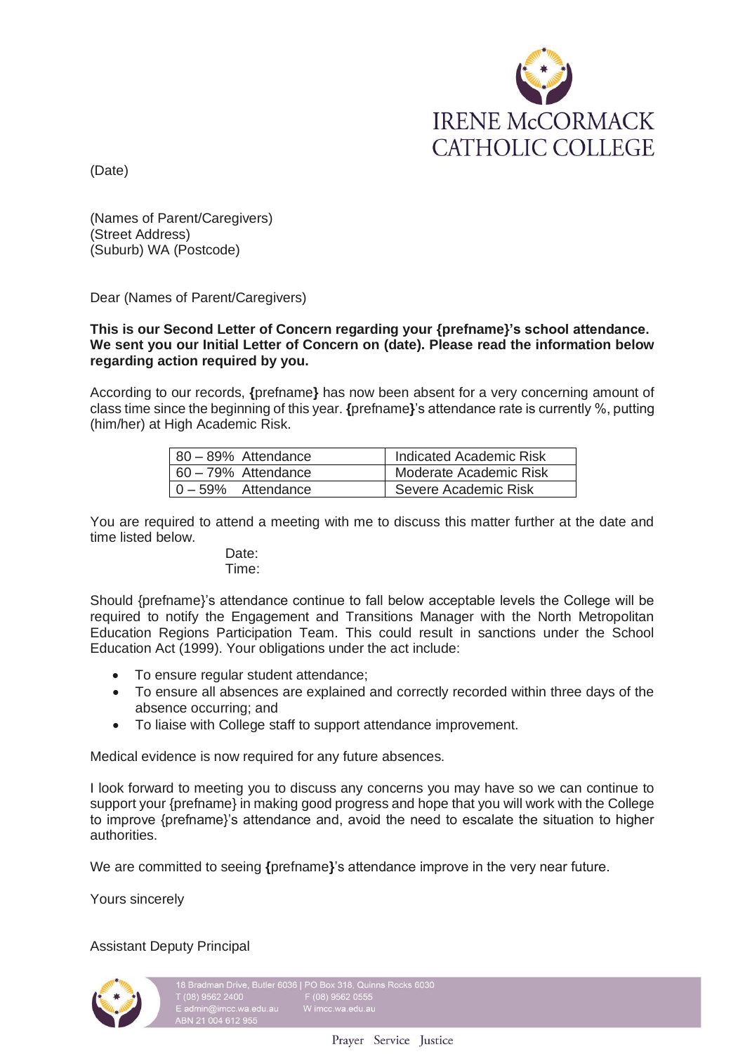IRENE McCORMACK CATHOLIC COLLEGE

(Date)

(Names of Parent/Caregivers)
(Street Address)
(Suburb) WA (Postcode)

Dear (Names of Parent/Caregivers)

**This is our Second Letter of Concern regarding your {prefname}'s school attendance. We sent you our Initial Letter of Concern on (date). Please read the information below regarding action required by you.**

According to our records, **{**prefname**}** has now been absent for a very concerning amount of class time since the beginning of this year. **{**prefname**}**'s attendance rate is currently %, putting (him/her) at High Academic Risk.

| | |
|---|---|
| 80 – 89% Attendance | Indicated Academic Risk |
| 60 – 79% Attendance | Moderate Academic Risk |
| 0 – 59% Attendance | Severe Academic Risk |

You are required to attend a meeting with me to discuss this matter further at the date and time listed below.

Date:
Time:

Should {prefname}'s attendance continue to fall below acceptable levels the College will be required to notify the Engagement and Transitions Manager with the North Metropolitan Education Regions Participation Team. This could result in sanctions under the School Education Act (1999). Your obligations under the act include:

- To ensure regular student attendance;
- To ensure all absences are explained and correctly recorded within three days of the absence occurring; and
- To liaise with College staff to support attendance improvement.

Medical evidence is now required for any future absences.

I look forward to meeting you to discuss any concerns you may have so we can continue to support your {prefname} in making good progress and hope that you will work with the College to improve {prefname}'s attendance and, avoid the need to escalate the situation to higher authorities.

We are committed to seeing **{**prefname**}**'s attendance improve in the very near future.

Yours sincerely

Assistant Deputy Principal

18 Bradman Drive, Butler 6036 | PO Box 318, Quinns Rocks 6030
T (08) 9562 2400 F (08) 9562 0555
E admin@imcc.wa.edu.au W imcc.wa.edu.au
ABN 21 004 612 955

Prayer Service Justice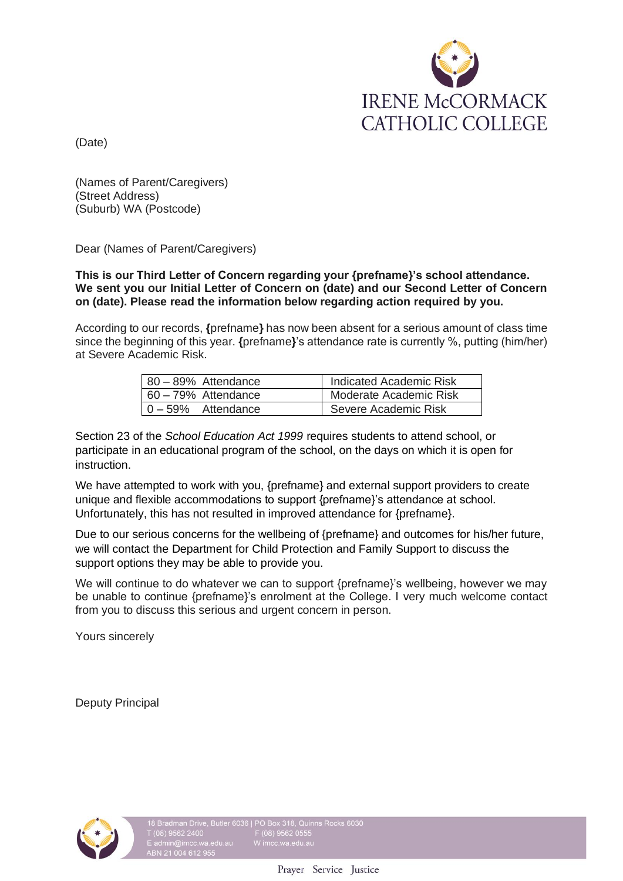IRENE McCORMACK CATHOLIC COLLEGE

(Date)

(Names of Parent/Caregivers)
(Street Address)
(Suburb) WA (Postcode)

Dear (Names of Parent/Caregivers)

**This is our Third Letter of Concern regarding your {prefname}'s school attendance. We sent you our Initial Letter of Concern on (date) and our Second Letter of Concern on (date). Please read the information below regarding action required by you.**

According to our records, **{**prefname**}** has now been absent for a serious amount of class time since the beginning of this year. **{**prefname**}**'s attendance rate is currently %, putting (him/her) at Severe Academic Risk.

| | |
|---|---|
| 80 – 89% Attendance | Indicated Academic Risk |
| 60 – 79% Attendance | Moderate Academic Risk |
| 0 – 59% Attendance | Severe Academic Risk |

Section 23 of the *School Education Act 1999* requires students to attend school, or participate in an educational program of the school, on the days on which it is open for instruction.

We have attempted to work with you, {prefname} and external support providers to create unique and flexible accommodations to support {prefname}'s attendance at school. Unfortunately, this has not resulted in improved attendance for {prefname}.

Due to our serious concerns for the wellbeing of {prefname} and outcomes for his/her future, we will contact the Department for Child Protection and Family Support to discuss the support options they may be able to provide you.

We will continue to do whatever we can to support {prefname}'s wellbeing, however we may be unable to continue {prefname}'s enrolment at the College. I very much welcome contact from you to discuss this serious and urgent concern in person.

Yours sincerely

Deputy Principal

18 Bradman Drive, Butler 6036 | PO Box 318, Quinns Rocks 6030
T (08) 9562 2400 F (08) 9562 0555
E admin@imcc.wa.edu.au W imcc.wa.edu.au
ABN 21 004 612 955

Prayer Service Justice